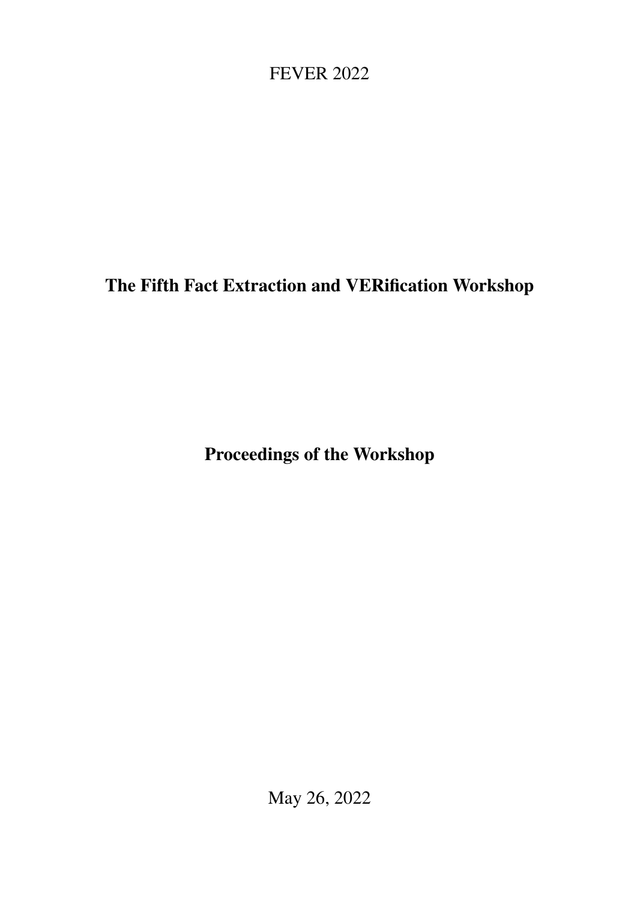FEVER 2022

# The Fifth Fact Extraction and VERification Workshop

## Proceedings of the Workshop

May 26, 2022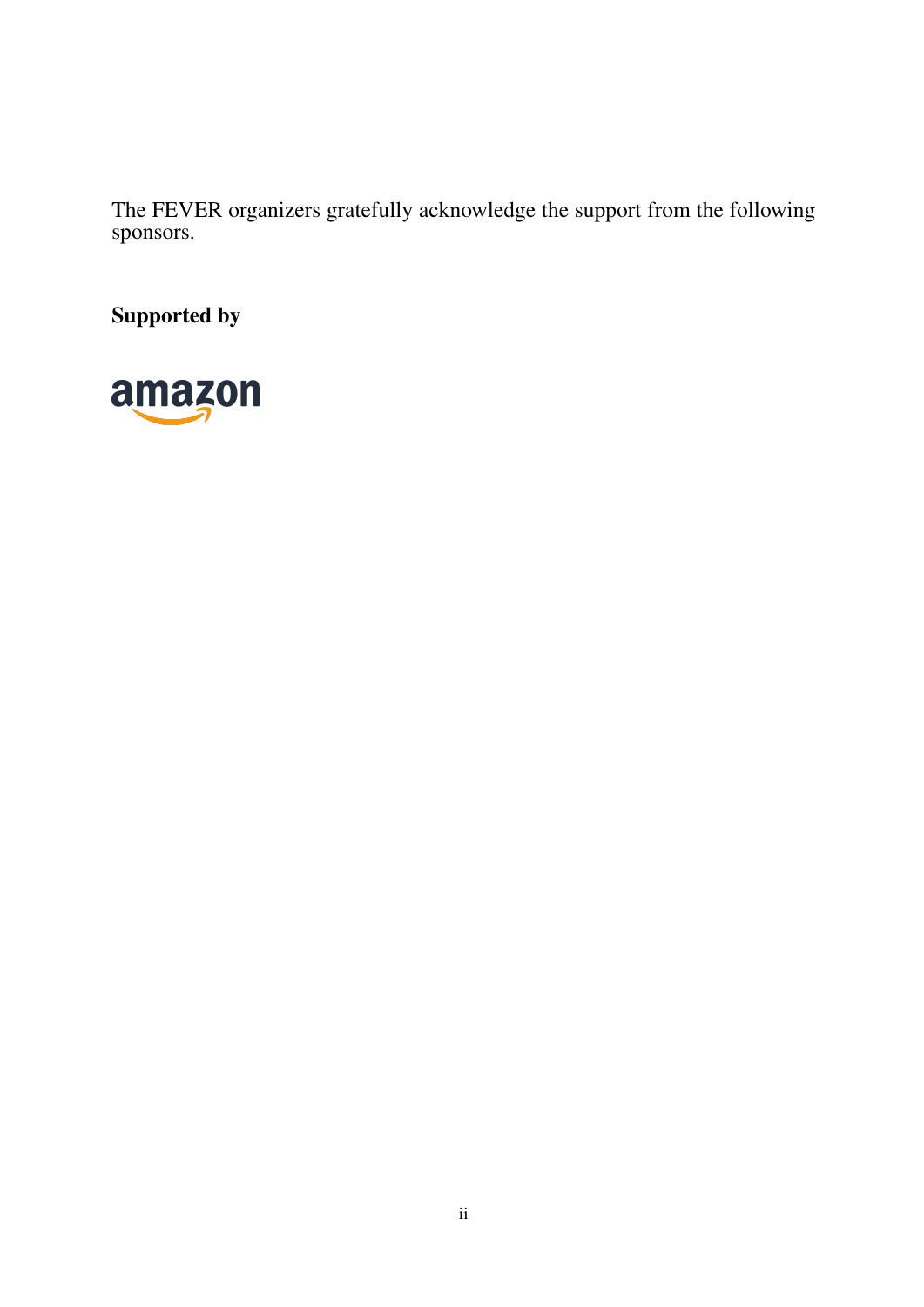The FEVER organizers gratefully acknowledge the support from the following sponsors.

**Supported by**

amazon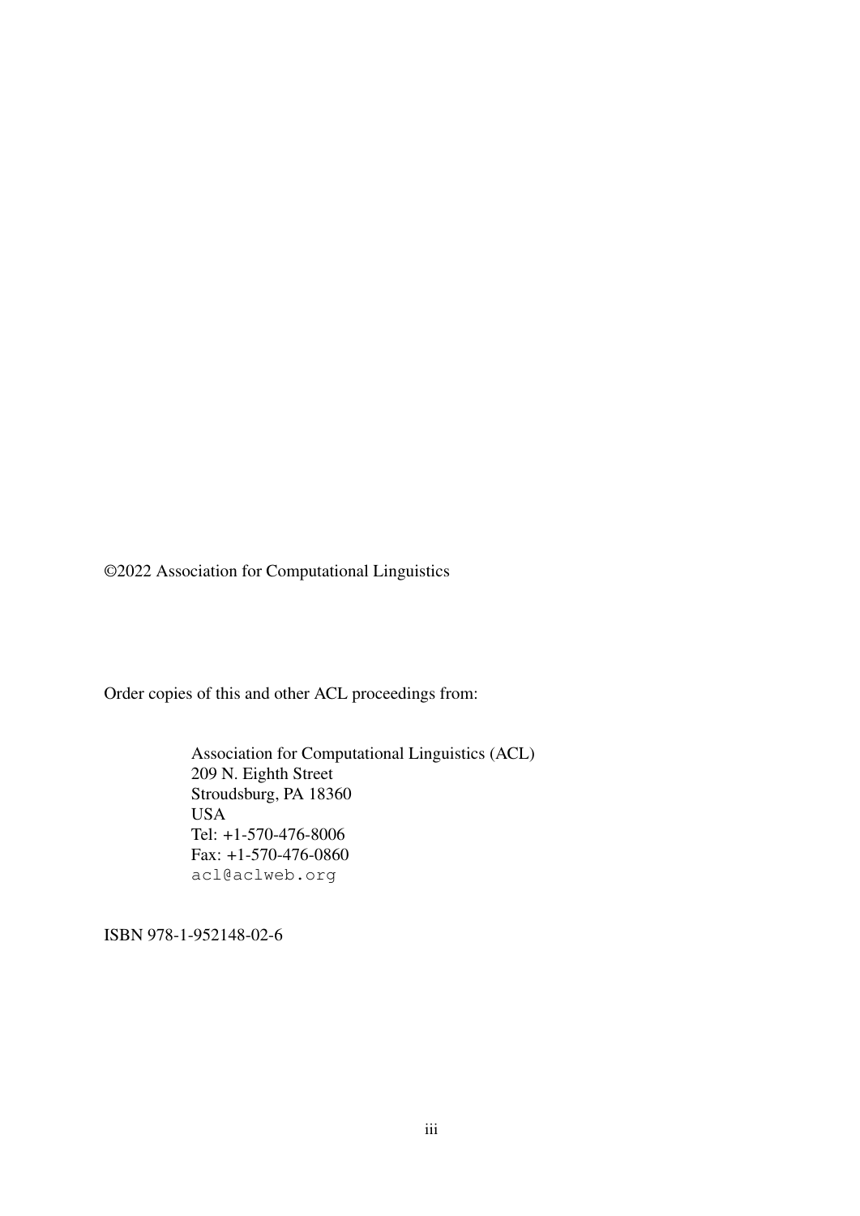©2022 Association for Computational Linguistics

Order copies of this and other ACL proceedings from:

Association for Computational Linguistics (ACL)
209 N. Eighth Street
Stroudsburg, PA 18360
USA
Tel: +1-570-476-8006
Fax: +1-570-476-0860
acl@aclweb.org

ISBN 978-1-952148-02-6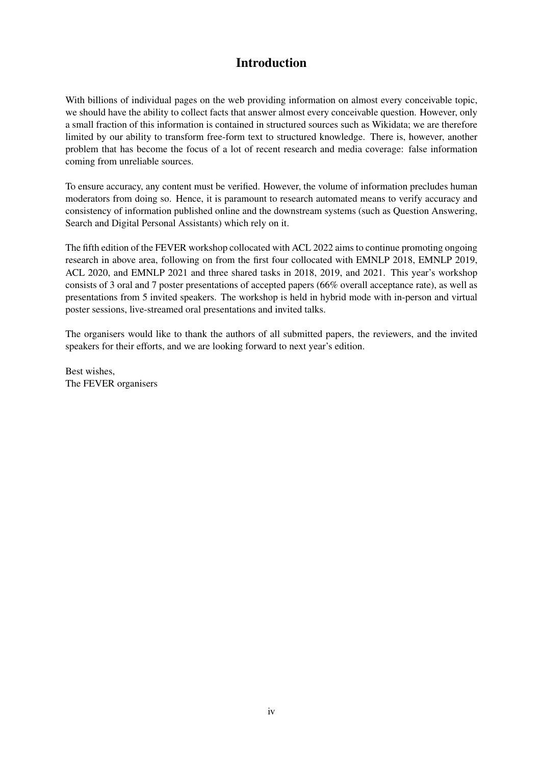# Introduction

With billions of individual pages on the web providing information on almost every conceivable topic, we should have the ability to collect facts that answer almost every conceivable question. However, only a small fraction of this information is contained in structured sources such as Wikidata; we are therefore limited by our ability to transform free-form text to structured knowledge. There is, however, another problem that has become the focus of a lot of recent research and media coverage: false information coming from unreliable sources.

To ensure accuracy, any content must be verified. However, the volume of information precludes human moderators from doing so. Hence, it is paramount to research automated means to verify accuracy and consistency of information published online and the downstream systems (such as Question Answering, Search and Digital Personal Assistants) which rely on it.

The fifth edition of the FEVER workshop collocated with ACL 2022 aims to continue promoting ongoing research in above area, following on from the first four collocated with EMNLP 2018, EMNLP 2019, ACL 2020, and EMNLP 2021 and three shared tasks in 2018, 2019, and 2021. This year's workshop consists of 3 oral and 7 poster presentations of accepted papers (66% overall acceptance rate), as well as presentations from 5 invited speakers. The workshop is held in hybrid mode with in-person and virtual poster sessions, live-streamed oral presentations and invited talks.

The organisers would like to thank the authors of all submitted papers, the reviewers, and the invited speakers for their efforts, and we are looking forward to next year's edition.

Best wishes,
The FEVER organisers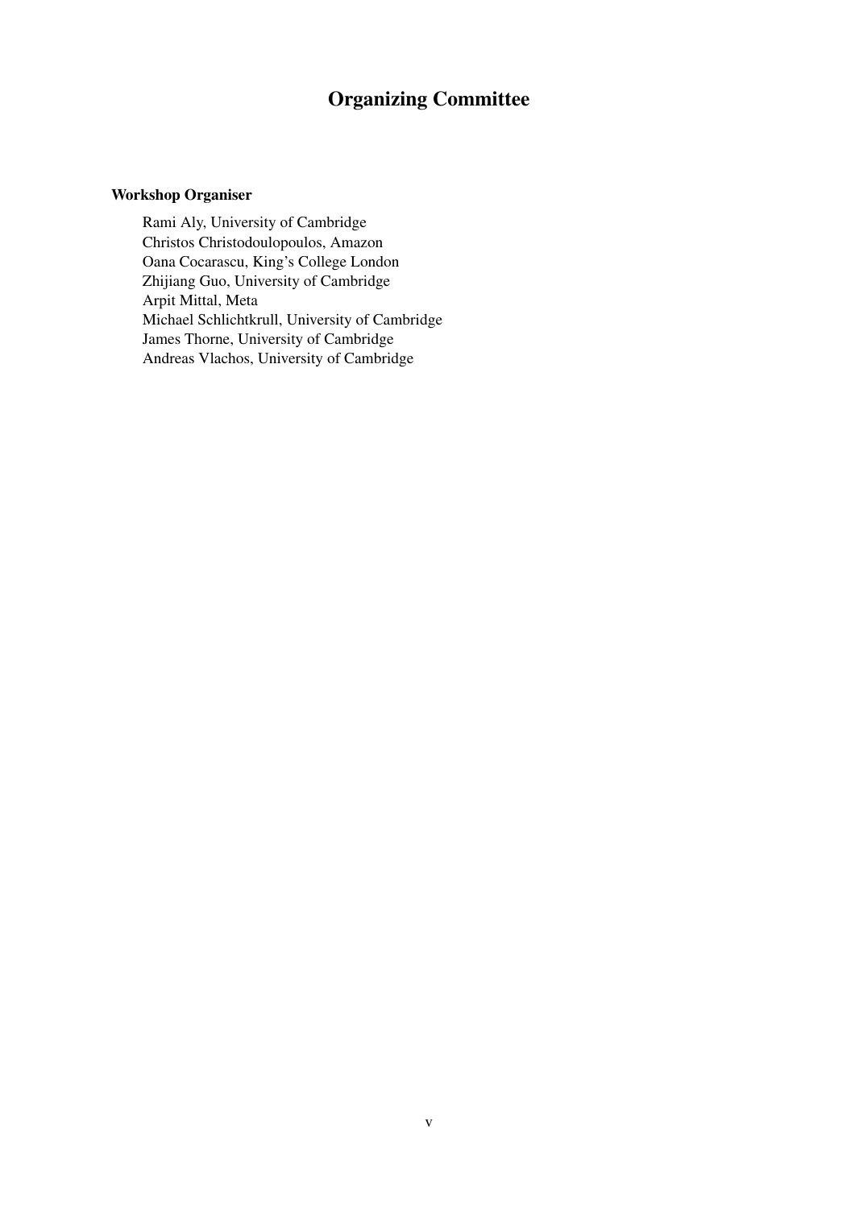# Organizing Committee

**Workshop Organiser**

Rami Aly, University of Cambridge
Christos Christodoulopoulos, Amazon
Oana Cocarascu, King's College London
Zhijiang Guo, University of Cambridge
Arpit Mittal, Meta
Michael Schlichtkrull, University of Cambridge
James Thorne, University of Cambridge
Andreas Vlachos, University of Cambridge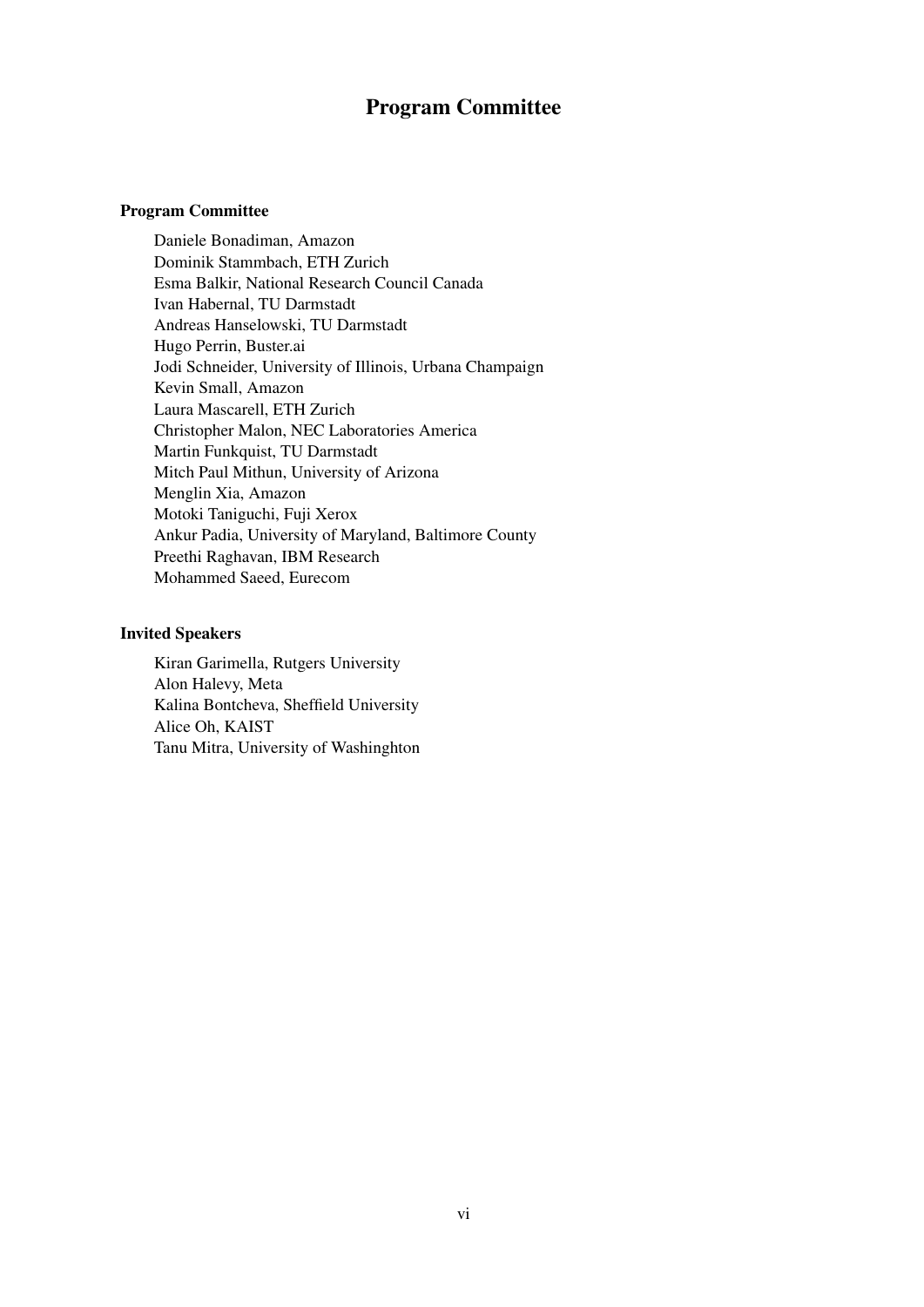# Program Committee

## Program Committee

Daniele Bonadiman, Amazon
Dominik Stammbach, ETH Zurich
Esma Balkir, National Research Council Canada
Ivan Habernal, TU Darmstadt
Andreas Hanselowski, TU Darmstadt
Hugo Perrin, Buster.ai
Jodi Schneider, University of Illinois, Urbana Champaign
Kevin Small, Amazon
Laura Mascarell, ETH Zurich
Christopher Malon, NEC Laboratories America
Martin Funkquist, TU Darmstadt
Mitch Paul Mithun, University of Arizona
Menglin Xia, Amazon
Motoki Taniguchi, Fuji Xerox
Ankur Padia, University of Maryland, Baltimore County
Preethi Raghavan, IBM Research
Mohammed Saeed, Eurecom

## Invited Speakers

Kiran Garimella, Rutgers University
Alon Halevy, Meta
Kalina Bontcheva, Sheffield University
Alice Oh, KAIST
Tanu Mitra, University of Washinghton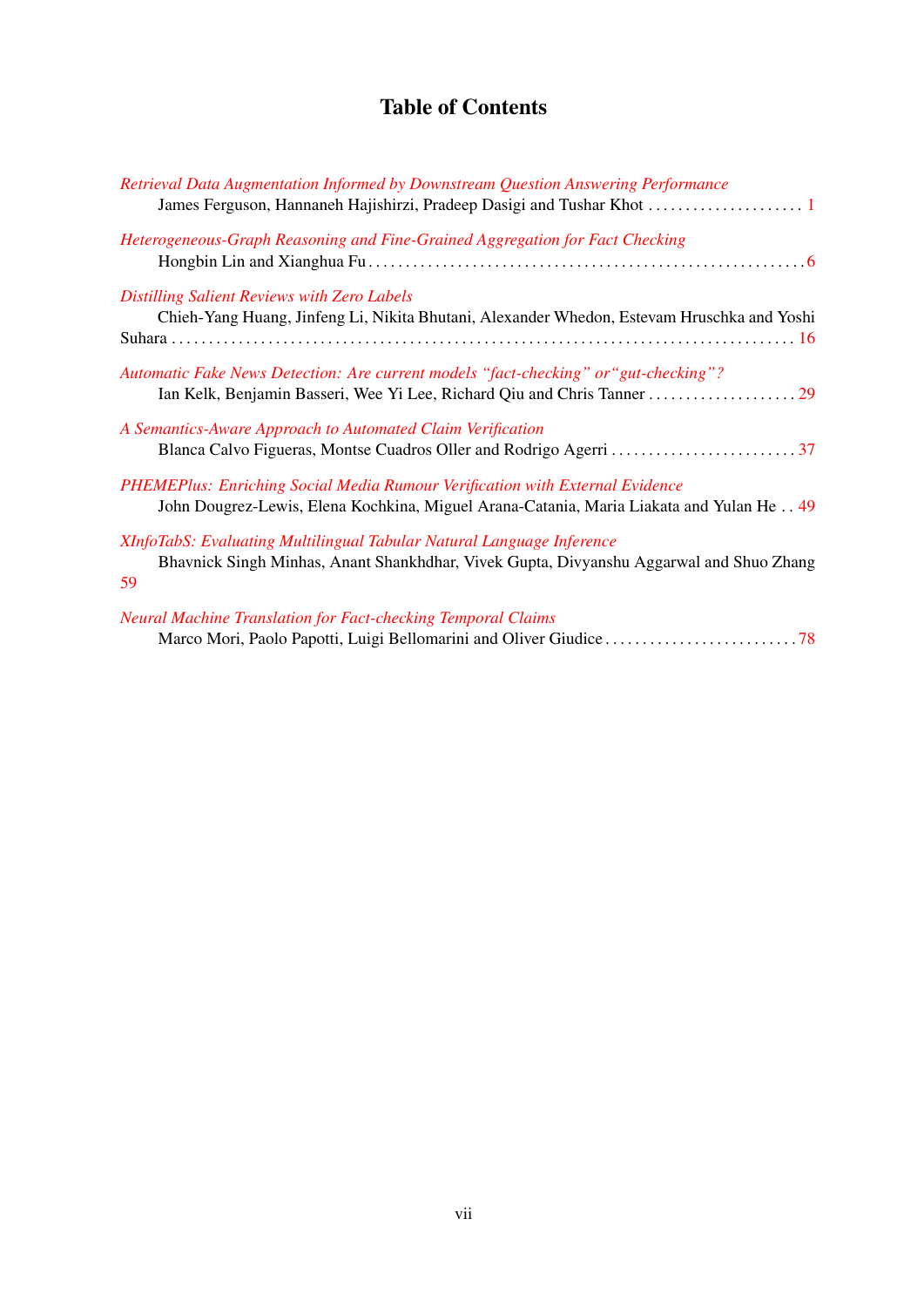# Table of Contents

*Retrieval Data Augmentation Informed by Downstream Question Answering Performance*
James Ferguson, Hannaneh Hajishirzi, Pradeep Dasigi and Tushar Khot . . . . . . . . . . . . . . . . . . . . . 1

*Heterogeneous-Graph Reasoning and Fine-Grained Aggregation for Fact Checking*
Hongbin Lin and Xianghua Fu . . . . . . . . . . . . . . . . . . . . . . . . . . . . . . . . . . . . . . . . . . . . . . . . . . . . . . . . . 6

*Distilling Salient Reviews with Zero Labels*
Chieh-Yang Huang, Jinfeng Li, Nikita Bhutani, Alexander Whedon, Estevam Hruschka and Yoshi Suhara . . . . . . . . . . . . . . . . . . . . . . . . . . . . . . . . . . . . . . . . . . . . . . . . . . . . . . . . . . . . . . . . . . . . . . . . . . . . . . . 16

*Automatic Fake News Detection: Are current models "fact-checking" or "gut-checking"?*
Ian Kelk, Benjamin Basseri, Wee Yi Lee, Richard Qiu and Chris Tanner . . . . . . . . . . . . . . . . . . . . 29

*A Semantics-Aware Approach to Automated Claim Verification*
Blanca Calvo Figueras, Montse Cuadros Oller and Rodrigo Agerri . . . . . . . . . . . . . . . . . . . . . . . . . 37

*PHEMEPlus: Enriching Social Media Rumour Verification with External Evidence*
John Dougrez-Lewis, Elena Kochkina, Miguel Arana-Catania, Maria Liakata and Yulan He . . 49

*XInfoTabS: Evaluating Multilingual Tabular Natural Language Inference*
Bhavnick Singh Minhas, Anant Shankhdhar, Vivek Gupta, Divyanshu Aggarwal and Shuo Zhang 59

*Neural Machine Translation for Fact-checking Temporal Claims*
Marco Mori, Paolo Papotti, Luigi Bellomarini and Oliver Giudice . . . . . . . . . . . . . . . . . . . . . . . . . . 78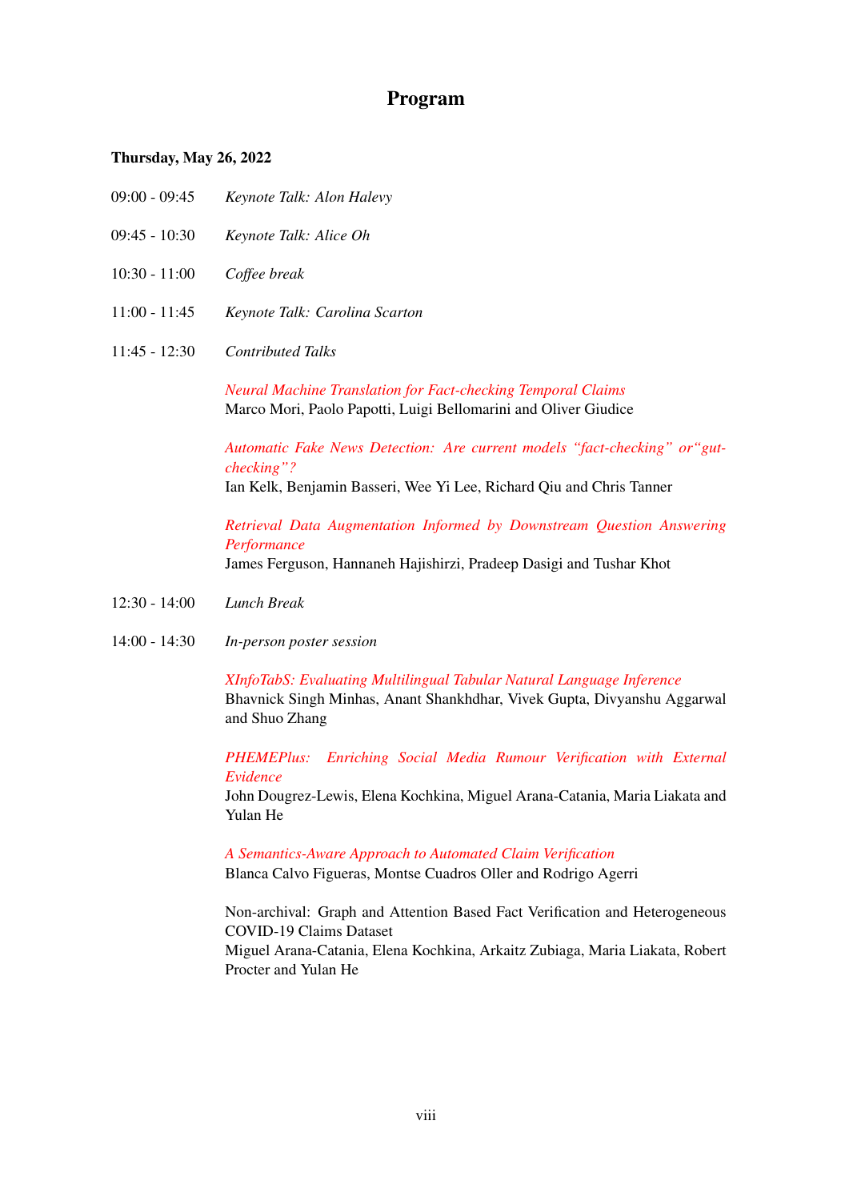# Program

**Thursday, May 26, 2022**

09:00 - 09:45 *Keynote Talk: Alon Halevy*

09:45 - 10:30 *Keynote Talk: Alice Oh*

10:30 - 11:00 *Coffee break*

11:00 - 11:45 *Keynote Talk: Carolina Scarton*

11:45 - 12:30 *Contributed Talks*

*Neural Machine Translation for Fact-checking Temporal Claims*
Marco Mori, Paolo Papotti, Luigi Bellomarini and Oliver Giudice

*Automatic Fake News Detection: Are current models "fact-checking" or"gut-checking"?*
Ian Kelk, Benjamin Basseri, Wee Yi Lee, Richard Qiu and Chris Tanner

*Retrieval Data Augmentation Informed by Downstream Question Answering Performance*
James Ferguson, Hannaneh Hajishirzi, Pradeep Dasigi and Tushar Khot

12:30 - 14:00 *Lunch Break*

14:00 - 14:30 *In-person poster session*

*XInfoTabS: Evaluating Multilingual Tabular Natural Language Inference*
Bhavnick Singh Minhas, Anant Shankhdhar, Vivek Gupta, Divyanshu Aggarwal and Shuo Zhang

*PHEMEPlus: Enriching Social Media Rumour Verification with External Evidence*
John Dougrez-Lewis, Elena Kochkina, Miguel Arana-Catania, Maria Liakata and Yulan He

*A Semantics-Aware Approach to Automated Claim Verification*
Blanca Calvo Figueras, Montse Cuadros Oller and Rodrigo Agerri

Non-archival: Graph and Attention Based Fact Verification and Heterogeneous COVID-19 Claims Dataset
Miguel Arana-Catania, Elena Kochkina, Arkaitz Zubiaga, Maria Liakata, Robert Procter and Yulan He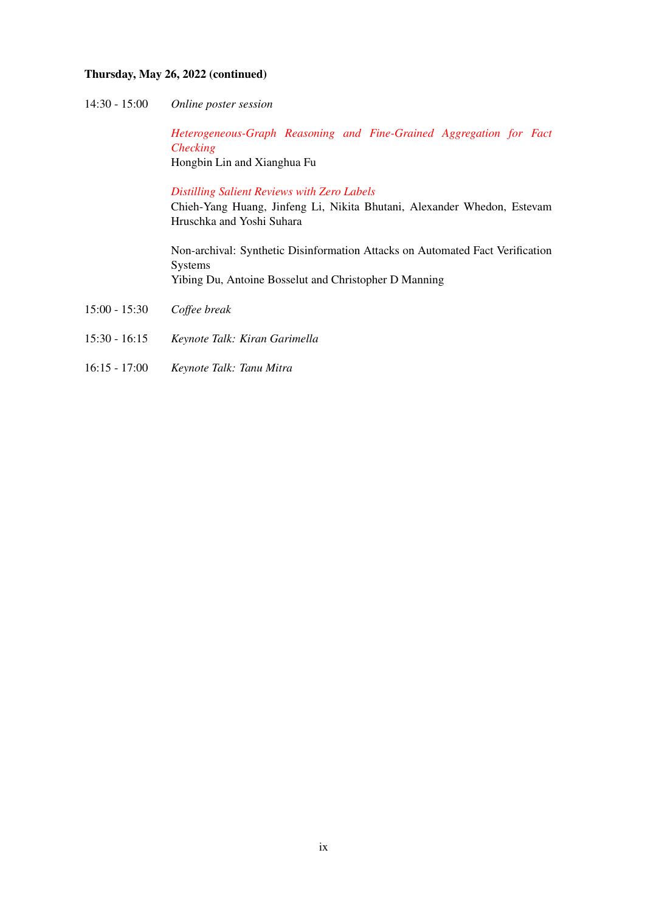**Thursday, May 26, 2022 (continued)**

14:30 - 15:00 *Online poster session*

*Heterogeneous-Graph Reasoning and Fine-Grained Aggregation for Fact Checking*
Hongbin Lin and Xianghua Fu

*Distilling Salient Reviews with Zero Labels*
Chieh-Yang Huang, Jinfeng Li, Nikita Bhutani, Alexander Whedon, Estevam Hruschka and Yoshi Suhara

Non-archival: Synthetic Disinformation Attacks on Automated Fact Verification Systems
Yibing Du, Antoine Bosselut and Christopher D Manning

15:00 - 15:30 *Coffee break*

15:30 - 16:15 *Keynote Talk: Kiran Garimella*

16:15 - 17:00 *Keynote Talk: Tanu Mitra*